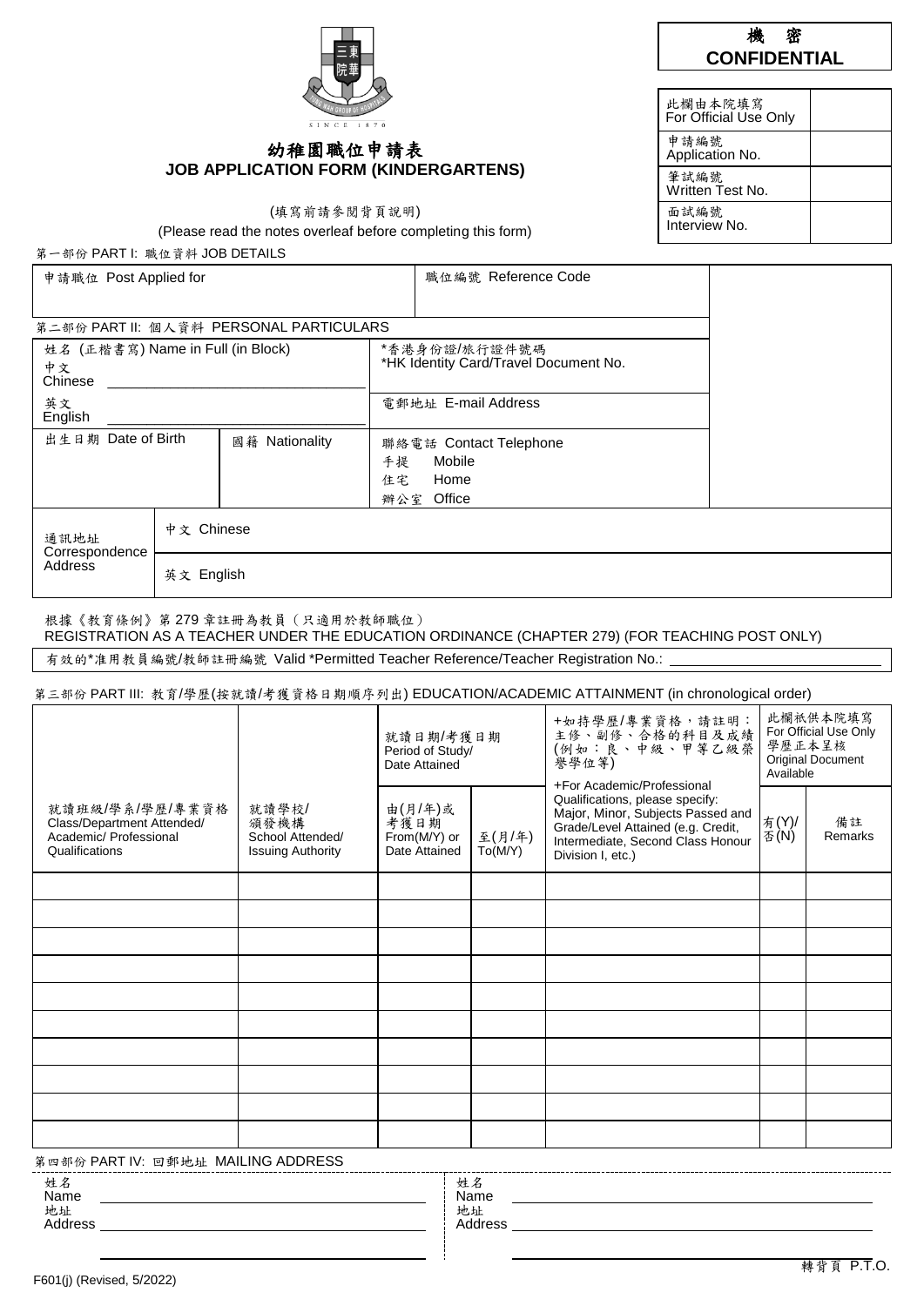**機 密**
**CONFIDENTIAL**

| 此欄由本院填寫 For Official Use Only | |
|---|---|
| 申請編號 Application No. | |
| 筆試編號 Written Test No. | |
| 面試編號 Interview No. | |

# 幼稚園職位申請表
# JOB APPLICATION FORM (KINDERGARTENS)

(填寫前請參閱背頁說明)
(Please read the notes overleaf before completing this form)

第一部份 PART I: 職位資料 JOB DETAILS

| 申請職位 Post Applied for | 職位編號 Reference Code |
|---|---|
| | |

第二部份 PART II: 個人資料 PERSONAL PARTICULARS

| 姓名 (正楷書寫) Name in Full (in Block) | | *香港身份證/旅行證件號碼 *HK Identity Card/Travel Document No. |
|---|---|---|
| 中文 Chinese ________ | | |
| 英文 English ________ | | 電郵地址 E-mail Address |
| 出生日期 Date of Birth | 國籍 Nationality | 聯絡電話 Contact Telephone<br>手提 Mobile<br>住宅 Home<br>辦公室 Office |

| 通訊地址 Correspondence Address | 中文 Chinese |
|---|---|
| | 英文 English |

根據《教育條例》第 279 章註冊為教員（只適用於教師職位）
REGISTRATION AS A TEACHER UNDER THE EDUCATION ORDINANCE (CHAPTER 279) (FOR TEACHING POST ONLY)

有效的*准用教員編號/教師註冊編號 Valid *Permitted Teacher Reference/Teacher Registration No.: ________

第三部份 PART III: 教育/學歷(按就讀/考獲資格日期順序列出) EDUCATION/ACADEMIC ATTAINMENT (in chronological order)

| 就讀班級/學系/學歷/專業資格 Class/Department Attended/ Academic/ Professional Qualifications | 就讀學校/ 頒發機構 School Attended/ Issuing Authority | 就讀日期/考獲日期 Period of Study/ Date Attained | | +如持學歷/專業資格，請註明：主修、副修、合格的科目及成績(例如：良、中級、甲等乙級榮譽學位等) +For Academic/Professional Qualifications, please specify: Major, Minor, Subjects Passed and Grade/Level Attained (e.g. Credit, Intermediate, Second Class Honour Division I, etc.) | 此欄祇供本院填寫 For Official Use Only 學歷正本呈核 Original Document Available | |
|---|---|---|---|---|---|---|
| | | 由(月/年)或考獲日期 From(M/Y) or Date Attained | 至(月/年) To(M/Y) | | 有(Y)/否(N) | 備註 Remarks |
| | | | | | | |
| | | | | | | |
| | | | | | | |
| | | | | | | |
| | | | | | | |
| | | | | | | |
| | | | | | | |
| | | | | | | |
| | | | | | | |
| | | | | | | |

第四部份 PART IV: 回郵地址 MAILING ADDRESS

姓名 Name ________
地址 Address ________

姓名 Name ________
地址 Address ________

F601(j) (Revised, 5/2022)

轉背頁 P.T.O.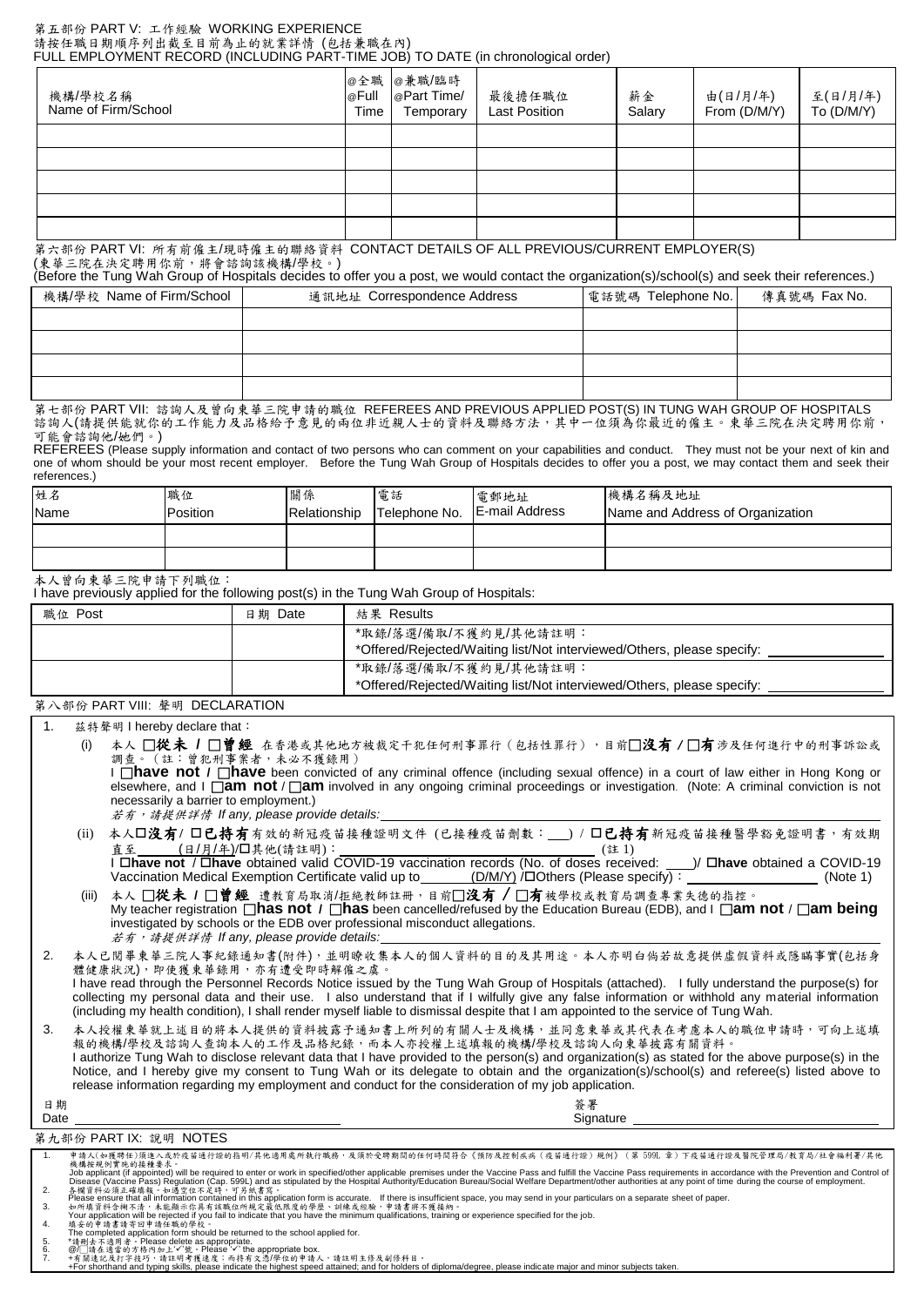## 第五部份 PART V: 工作經驗 WORKING EXPERIENCE

請按任職日期順序列出截至目前為止的就業詳情 (包括兼職在內)
FULL EMPLOYMENT RECORD (INCLUDING PART-TIME JOB) TO DATE (in chronological order)

| 機構/學校名稱 Name of Firm/School | @全職 @Full Time | @兼職/臨時 @Part Time/ Temporary | 最後擔任職位 Last Position | 薪金 Salary | 由(日/月/年) From (D/M/Y) | 至(日/月/年) To (D/M/Y) |
|---|---|---|---|---|---|---|
| | | | | | | |
| | | | | | | |
| | | | | | | |
| | | | | | | |
| | | | | | | |

## 第六部份 PART VI: 所有前僱主/現時僱主的聯絡資料 CONTACT DETAILS OF ALL PREVIOUS/CURRENT EMPLOYER(S)

(東華三院在決定聘用你前，將會諮詢該機構/學校。)
(Before the Tung Wah Group of Hospitals decides to offer you a post, we would contact the organization(s)/school(s) and seek their references.)

| 機構/學校 Name of Firm/School | 通訊地址 Correspondence Address | 電話號碼 Telephone No. | 傳真號碼 Fax No. |
|---|---|---|---|
| | | | |
| | | | |
| | | | |
| | | | |

## 第七部份 PART VII: 諮詢人及曾向東華三院申請的職位 REFEREES AND PREVIOUS APPLIED POST(S) IN TUNG WAH GROUP OF HOSPITALS

諮詢人(請提供能就你的工作能力及品格給予意見的兩位非近親人士的資料及聯络方法，其中一位須為你最近的僱主。東華三院在決定聘用你前，可能會諮詢他/她們。)
REFEREES (Please supply information and contact of two persons who can comment on your capabilities and conduct. They must not be your next of kin and one of whom should be your most recent employer. Before the Tung Wah Group of Hospitals decides to offer you a post, we may contact them and seek their references.)

| 姓名 Name | 職位 Position | 關係 Relationship | 電話 Telephone No. | 電郵地址 E-mail Address | 機構名稱及地址 Name and Address of Organization |
|---|---|---|---|---|---|
| | | | | | |
| | | | | | |

本人曾向東華三院申請下列職位：
I have previously applied for the following post(s) in the Tung Wah Group of Hospitals:

| 職位 Post | 日期 Date | 結果 Results |
|---|---|---|
| | | *取錄/落選/備取/不獲約見/其他請註明：<br>*Offered/Rejected/Waiting list/Not interviewed/Others, please specify: ______ |
| | | *取錄/落選/備取/不獲約見/其他請註明：<br>*Offered/Rejected/Waiting list/Not interviewed/Others, please specify: ______ |

## 第八部份 PART VIII: 聲明 DECLARATION

1. 茲特聲明 I hereby declare that：

   (i) 本人 □**從未** / □**曾經** 在香港或其他地方被裁定干犯任何刑事罪行（包括性罪行），目前□**沒有** / □**有** 涉及任何進行中的刑事訴訟或調查。（註：曾犯刑事案者，未必不獲錄用）
   I □**have not** / □**have** been convicted of any criminal offence (including sexual offence) in a court of law either in Hong Kong or elsewhere, and I □**am not** / □**am** involved in any ongoing criminal proceedings or investigation. (Note: A criminal conviction is not necessarily a barrier to employment.)
   *若有，請提供詳情 If any, please provide details:* ______

   (ii) 本人□**沒有**/ □**已持有**有效的新冠疫苗接種證明文件 (已接種疫苗劑數：___) / □**已持有**新冠疫苗接種醫學豁免證明書，有效期直至______(日/月/年)/□其他(請註明)：______ (註 1)
   I □**have not** / □**have** obtained valid COVID-19 vaccination records (No. of doses received: ____)/ □**have** obtained a COVID-19 Vaccination Medical Exemption Certificate valid up to______(D/M/Y) /□Others (Please specify)：______ (Note 1)

   (iii) 本人 □**從未** / □**曾經** 遭教育局取消/拒絕教師註冊，目前□**沒有** / □**有**被學校或教育局調查專業失德的指控。
   My teacher registration □**has not** / □**has** been cancelled/refused by the Education Bureau (EDB), and I □**am not** / □**am being** investigated by schools or the EDB over professional misconduct allegations.
   *若有，請提供詳情 If any, please provide details:* ______

2. 本人已閱畢東華三院人事紀錄通知書(附件)，並明瞭收集本人的個人資料的目的及其用途。本人亦明白倘若故意提供虛假資料或隱瞞事實(包括身體健康狀況)，即使獲東華錄用，亦有遭受即時解僱之虞。
I have read through the Personnel Records Notice issued by the Tung Wah Group of Hospitals (attached). I fully understand the purpose(s) for collecting my personal data and their use. I also understand that if I wilfully give any false information or withhold any material information (including my health condition), I shall render myself liable to dismissal despite that I am appointed to the service of Tung Wah.

3. 本人授權東華就上述目的將本人提供的資料披露予通知書上所列的有關人士及機構，並同意東華或其代表在考慮本人的職位申請時，可向上述填報的機構/學校及諮詢人查詢本人的工作及品格紀錄，而本人亦授權上述填報的機構/學校及諮詢人向東華披露有關資料。
I authorize Tung Wah to disclose relevant data that I have provided to the person(s) and organization(s) as stated for the above purpose(s) in the Notice, and I hereby give my consent to Tung Wah or its delegate to obtain and the organization(s)/school(s) and referee(s) listed above to release information regarding my employment and conduct for the consideration of my job application.

日期 Date ______ 簽署 Signature ______

## 第九部份 PART IX: 說明 NOTES

1. 申請人(如獲聘任)須進入或於疫苗通行證的指明/其他適用處所執行職務，及須於受聘期間的任何時間符合《預防及控制疾病（疫苗通行證）規例》（第 599L 章）下疫苗通行證及醫院管理局/教育局/社會福利署/其他機構按規例實施的接種要求。
Job applicant (if appointed) will be required to enter or work in specified/other applicable premises under the Vaccine Pass and fulfill the Vaccine Pass requirements in accordance with the Prevention and Control of Disease (Vaccine Pass) Regulation (Cap. 599L) and as stipulated by the Hospital Authority/Education Bureau/Social Welfare Department/other authorities at any point of time during the course of employment.
2. 各欄資料必須正確填報。如遇空位不足時，可另紙書寫。
Please ensure that all information contained in this application form is accurate. If there is insufficient space, you may send in your particulars on a separate sheet of paper.
3. 如所填資料含糊不清，未能顯示你具有該職位所規定最低限度的學歷、訓練或經驗，申請書將不獲接納。
Your application will be rejected if you fail to indicate that you have the minimum qualifications, training or experience specified for the job.
4. 填妥的申請書請寄回申請任職的學校。
The completed application form should be returned to the school applied for.
5. *請刪去不適用者。Please delete as appropriate.
6. @/□請在適當的方格內加上'✓'號。Please '✓' the appropriate box.
7. +有關速記及打字技巧，請註明考獲速度；而持有文憑/學位的申請人，請註明主修及副修科目。
+For shorthand and typing skills, please indicate the highest speed attained; and for holders of diploma/degree, please indicate major and minor subjects taken.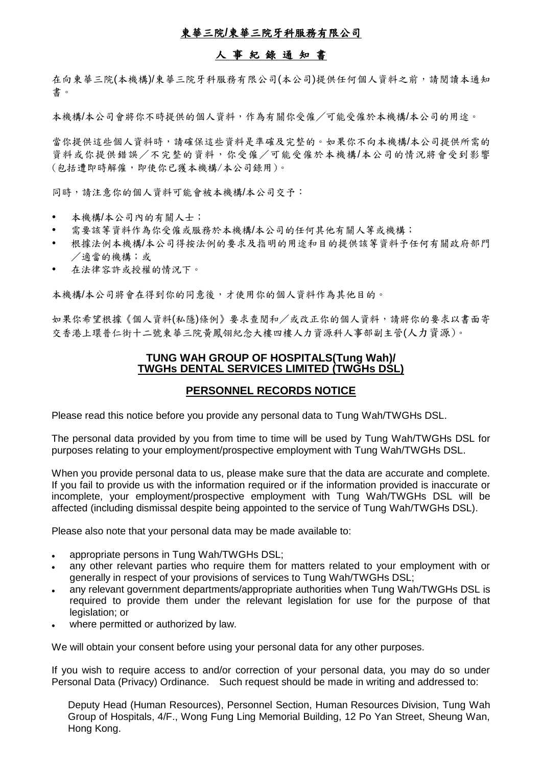# 東華三院/東華三院牙科服務有限公司

## 人 事 紀 錄 通 知 書

在向東華三院(本機構)/東華三院牙科服務有限公司(本公司)提供任何個人資料之前，請閱讀本通知書。

本機構/本公司會將你不時提供的個人資料，作為有關你受僱／可能受僱於本機構/本公司的用途。

當你提供這些個人資料時，請確保這些資料是準確及完整的。如果你不向本機構/本公司提供所需的資料或你提供錯誤／不完整的資料，你受僱／可能受僱於本機構/本公司的情況將會受到影響(包括遭即時解僱，即使你已獲本機構/本公司錄用)。

同時，請注意你的個人資料可能會被本機構/本公司交予：

- 本機構/本公司內的有關人士；
- 需要該等資料作為你受僱或服務於本機構/本公司的任何其他有關人等或機構；
- 根據法例本機構/本公司得按法例的要求及指明的用途和目的提供該等資料予任何有關政府部門／適當的機構；或
- 在法律容許或授權的情況下。

本機構/本公司將會在得到你的同意後，才使用你的個人資料作為其他目的。

如果你希望根據《個人資料(私隱)條例》要求查閱和／或改正你的個人資料，請將你的要求以書面寄交香港上環普仁街十二號東華三院黃鳳翎紀念大樓四樓人力資源科人事部副主管(人力資源)。

# TUNG WAH GROUP OF HOSPITALS(Tung Wah)/ TWGHs DENTAL SERVICES LIMITED (TWGHs DSL)

## PERSONNEL RECORDS NOTICE

Please read this notice before you provide any personal data to Tung Wah/TWGHs DSL.

The personal data provided by you from time to time will be used by Tung Wah/TWGHs DSL for purposes relating to your employment/prospective employment with Tung Wah/TWGHs DSL.

When you provide personal data to us, please make sure that the data are accurate and complete. If you fail to provide us with the information required or if the information provided is inaccurate or incomplete, your employment/prospective employment with Tung Wah/TWGHs DSL will be affected (including dismissal despite being appointed to the service of Tung Wah/TWGHs DSL).

Please also note that your personal data may be made available to:

- appropriate persons in Tung Wah/TWGHs DSL;
- any other relevant parties who require them for matters related to your employment with or generally in respect of your provisions of services to Tung Wah/TWGHs DSL;
- any relevant government departments/appropriate authorities when Tung Wah/TWGHs DSL is required to provide them under the relevant legislation for use for the purpose of that legislation; or
- where permitted or authorized by law.

We will obtain your consent before using your personal data for any other purposes.

If you wish to require access to and/or correction of your personal data, you may do so under Personal Data (Privacy) Ordinance. Such request should be made in writing and addressed to:

Deputy Head (Human Resources), Personnel Section, Human Resources Division, Tung Wah Group of Hospitals, 4/F., Wong Fung Ling Memorial Building, 12 Po Yan Street, Sheung Wan, Hong Kong.